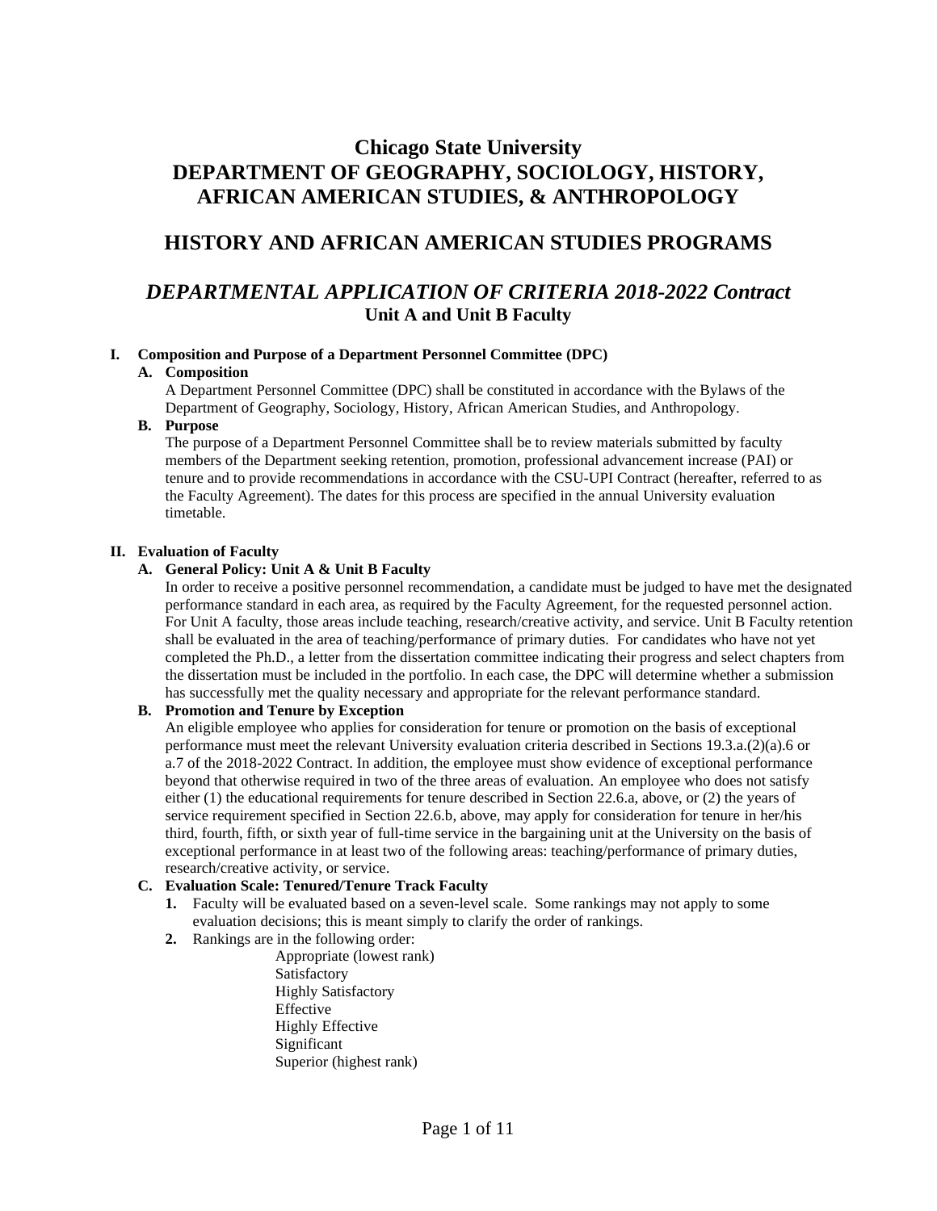# Chicago State University
# DEPARTMENT OF GEOGRAPHY, SOCIOLOGY, HISTORY, AFRICAN AMERICAN STUDIES, & ANTHROPOLOGY

## HISTORY AND AFRICAN AMERICAN STUDIES PROGRAMS

## *DEPARTMENTAL APPLICATION OF CRITERIA 2018-2022 Contract*
**Unit A and Unit B Faculty**

### I. Composition and Purpose of a Department Personnel Committee (DPC)

**A. Composition**

A Department Personnel Committee (DPC) shall be constituted in accordance with the Bylaws of the Department of Geography, Sociology, History, African American Studies, and Anthropology.

**B. Purpose**

The purpose of a Department Personnel Committee shall be to review materials submitted by faculty members of the Department seeking retention, promotion, professional advancement increase (PAI) or tenure and to provide recommendations in accordance with the CSU-UPI Contract (hereafter, referred to as the Faculty Agreement). The dates for this process are specified in the annual University evaluation timetable.

### II. Evaluation of Faculty

**A. General Policy: Unit A & Unit B Faculty**

In order to receive a positive personnel recommendation, a candidate must be judged to have met the designated performance standard in each area, as required by the Faculty Agreement, for the requested personnel action. For Unit A faculty, those areas include teaching, research/creative activity, and service. Unit B Faculty retention shall be evaluated in the area of teaching/performance of primary duties. For candidates who have not yet completed the Ph.D., a letter from the dissertation committee indicating their progress and select chapters from the dissertation must be included in the portfolio. In each case, the DPC will determine whether a submission has successfully met the quality necessary and appropriate for the relevant performance standard.

**B. Promotion and Tenure by Exception**

An eligible employee who applies for consideration for tenure or promotion on the basis of exceptional performance must meet the relevant University evaluation criteria described in Sections 19.3.a.(2)(a).6 or a.7 of the 2018-2022 Contract. In addition, the employee must show evidence of exceptional performance beyond that otherwise required in two of the three areas of evaluation. An employee who does not satisfy either (1) the educational requirements for tenure described in Section 22.6.a, above, or (2) the years of service requirement specified in Section 22.6.b, above, may apply for consideration for tenure in her/his third, fourth, fifth, or sixth year of full-time service in the bargaining unit at the University on the basis of exceptional performance in at least two of the following areas: teaching/performance of primary duties, research/creative activity, or service.

**C. Evaluation Scale: Tenured/Tenure Track Faculty**

1. Faculty will be evaluated based on a seven-level scale. Some rankings may not apply to some evaluation decisions; this is meant simply to clarify the order of rankings.
2. Rankings are in the following order:
   - Appropriate (lowest rank)
   - Satisfactory
   - Highly Satisfactory
   - Effective
   - Highly Effective
   - Significant
   - Superior (highest rank)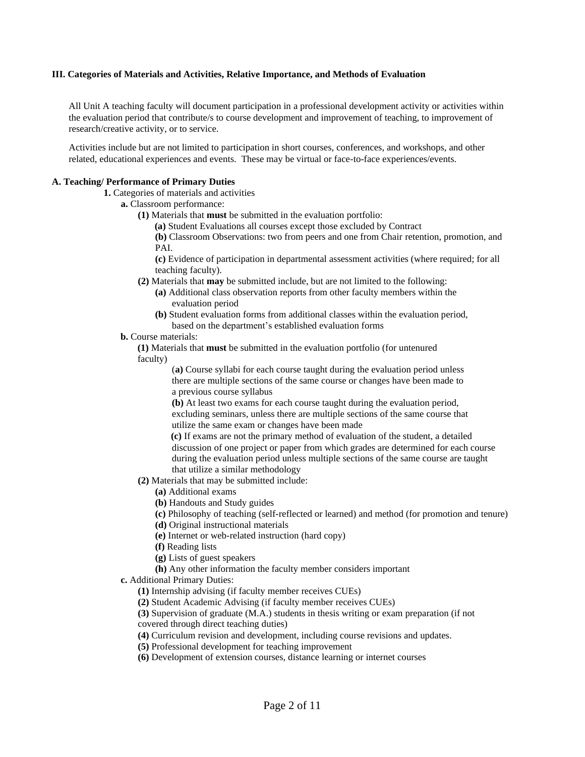**III. Categories of Materials and Activities, Relative Importance, and Methods of Evaluation**

All Unit A teaching faculty will document participation in a professional development activity or activities within the evaluation period that contribute/s to course development and improvement of teaching, to improvement of research/creative activity, or to service.

Activities include but are not limited to participation in short courses, conferences, and workshops, and other related, educational experiences and events. These may be virtual or face-to-face experiences/events.

**A. Teaching/ Performance of Primary Duties**

**1.** Categories of materials and activities

**a.** Classroom performance:

**(1)** Materials that **must** be submitted in the evaluation portfolio:

**(a)** Student Evaluations all courses except those excluded by Contract

**(b)** Classroom Observations: two from peers and one from Chair retention, promotion, and PAI.

**(c)** Evidence of participation in departmental assessment activities (where required; for all teaching faculty).

**(2)** Materials that **may** be submitted include, but are not limited to the following:

**(a)** Additional class observation reports from other faculty members within the evaluation period

**(b)** Student evaluation forms from additional classes within the evaluation period, based on the department's established evaluation forms

**b.** Course materials:

**(1)** Materials that **must** be submitted in the evaluation portfolio (for untenured faculty)

(**a)** Course syllabi for each course taught during the evaluation period unless there are multiple sections of the same course or changes have been made to a previous course syllabus

**(b)** At least two exams for each course taught during the evaluation period, excluding seminars, unless there are multiple sections of the same course that utilize the same exam or changes have been made

**(c)** If exams are not the primary method of evaluation of the student, a detailed discussion of one project or paper from which grades are determined for each course during the evaluation period unless multiple sections of the same course are taught that utilize a similar methodology

**(2)** Materials that may be submitted include:

**(a)** Additional exams

**(b)** Handouts and Study guides

**(c)** Philosophy of teaching (self-reflected or learned) and method (for promotion and tenure)

**(d)** Original instructional materials

**(e)** Internet or web-related instruction (hard copy)

**(f)** Reading lists

**(g)** Lists of guest speakers

**(h)** Any other information the faculty member considers important

**c.** Additional Primary Duties:

**(1)** Internship advising (if faculty member receives CUEs)

**(2)** Student Academic Advising (if faculty member receives CUEs)

**(3)** Supervision of graduate (M.A.) students in thesis writing or exam preparation (if not covered through direct teaching duties)

**(4)** Curriculum revision and development, including course revisions and updates.

**(5)** Professional development for teaching improvement

**(6)** Development of extension courses, distance learning or internet courses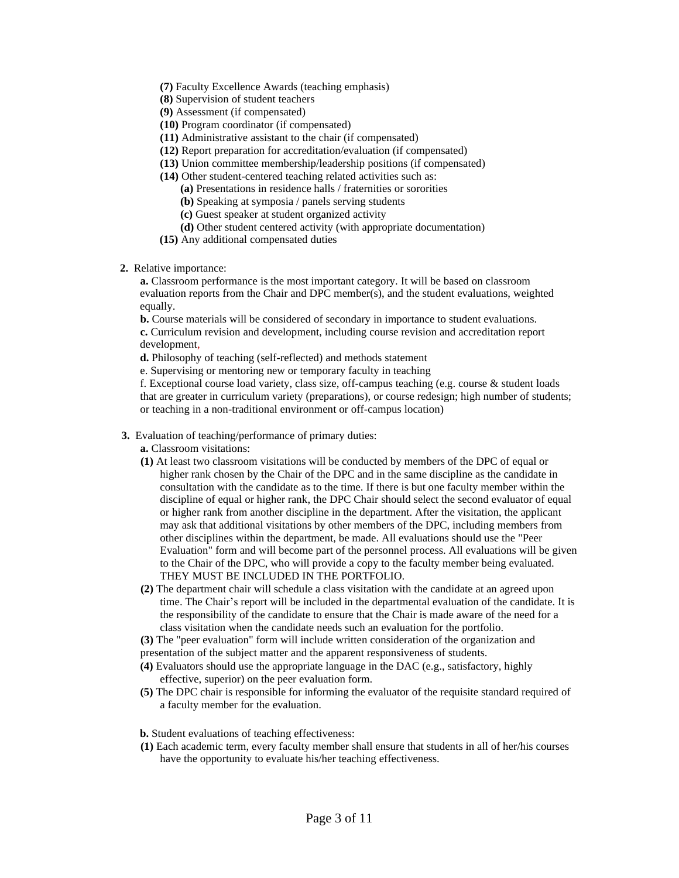- **(7)** Faculty Excellence Awards (teaching emphasis)
- **(8)** Supervision of student teachers
- **(9)** Assessment (if compensated)
- **(10)** Program coordinator (if compensated)
- **(11)** Administrative assistant to the chair (if compensated)
- **(12)** Report preparation for accreditation/evaluation (if compensated)
- **(13)** Union committee membership/leadership positions (if compensated)
- **(14)** Other student-centered teaching related activities such as:
  - **(a)** Presentations in residence halls / fraternities or sororities
  - **(b)** Speaking at symposia / panels serving students
  - **(c)** Guest speaker at student organized activity
  - **(d)** Other student centered activity (with appropriate documentation)
- **(15)** Any additional compensated duties

**2.** Relative importance:

**a.** Classroom performance is the most important category. It will be based on classroom evaluation reports from the Chair and DPC member(s), and the student evaluations, weighted equally.

**b.** Course materials will be considered of secondary in importance to student evaluations.

**c.** Curriculum revision and development, including course revision and accreditation report development,

**d.** Philosophy of teaching (self-reflected) and methods statement

e. Supervising or mentoring new or temporary faculty in teaching

f. Exceptional course load variety, class size, off-campus teaching (e.g. course & student loads that are greater in curriculum variety (preparations), or course redesign; high number of students; or teaching in a non-traditional environment or off-campus location)

**3.** Evaluation of teaching/performance of primary duties:

**a.** Classroom visitations:

**(1)** At least two classroom visitations will be conducted by members of the DPC of equal or higher rank chosen by the Chair of the DPC and in the same discipline as the candidate in consultation with the candidate as to the time. If there is but one faculty member within the discipline of equal or higher rank, the DPC Chair should select the second evaluator of equal or higher rank from another discipline in the department. After the visitation, the applicant may ask that additional visitations by other members of the DPC, including members from other disciplines within the department, be made. All evaluations should use the "Peer Evaluation" form and will become part of the personnel process. All evaluations will be given to the Chair of the DPC, who will provide a copy to the faculty member being evaluated. THEY MUST BE INCLUDED IN THE PORTFOLIO.

**(2)** The department chair will schedule a class visitation with the candidate at an agreed upon time. The Chair's report will be included in the departmental evaluation of the candidate. It is the responsibility of the candidate to ensure that the Chair is made aware of the need for a class visitation when the candidate needs such an evaluation for the portfolio.

**(3)** The "peer evaluation" form will include written consideration of the organization and presentation of the subject matter and the apparent responsiveness of students.

**(4)** Evaluators should use the appropriate language in the DAC (e.g., satisfactory, highly effective, superior) on the peer evaluation form.

**(5)** The DPC chair is responsible for informing the evaluator of the requisite standard required of a faculty member for the evaluation.

**b.** Student evaluations of teaching effectiveness:

**(1)** Each academic term, every faculty member shall ensure that students in all of her/his courses have the opportunity to evaluate his/her teaching effectiveness.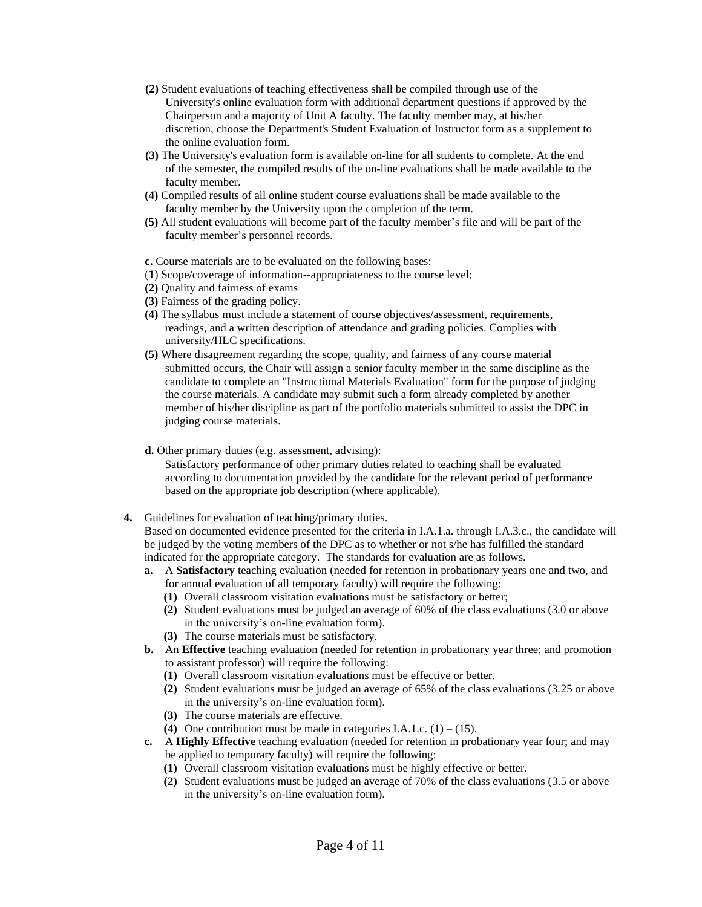**(2)** Student evaluations of teaching effectiveness shall be compiled through use of the University's online evaluation form with additional department questions if approved by the Chairperson and a majority of Unit A faculty. The faculty member may, at his/her discretion, choose the Department's Student Evaluation of Instructor form as a supplement to the online evaluation form.

**(3)** The University's evaluation form is available on-line for all students to complete. At the end of the semester, the compiled results of the on-line evaluations shall be made available to the faculty member.

**(4)** Compiled results of all online student course evaluations shall be made available to the faculty member by the University upon the completion of the term.

**(5)** All student evaluations will become part of the faculty member's file and will be part of the faculty member's personnel records.

**c.** Course materials are to be evaluated on the following bases:

(**1**) Scope/coverage of information--appropriateness to the course level;

**(2)** Quality and fairness of exams

**(3)** Fairness of the grading policy.

**(4)** The syllabus must include a statement of course objectives/assessment, requirements, readings, and a written description of attendance and grading policies. Complies with university/HLC specifications.

**(5)** Where disagreement regarding the scope, quality, and fairness of any course material submitted occurs, the Chair will assign a senior faculty member in the same discipline as the candidate to complete an "Instructional Materials Evaluation" form for the purpose of judging the course materials. A candidate may submit such a form already completed by another member of his/her discipline as part of the portfolio materials submitted to assist the DPC in judging course materials.

**d.** Other primary duties (e.g. assessment, advising):

Satisfactory performance of other primary duties related to teaching shall be evaluated according to documentation provided by the candidate for the relevant period of performance based on the appropriate job description (where applicable).

**4.** Guidelines for evaluation of teaching/primary duties.

Based on documented evidence presented for the criteria in I.A.1.a. through I.A.3.c., the candidate will be judged by the voting members of the DPC as to whether or not s/he has fulfilled the standard indicated for the appropriate category. The standards for evaluation are as follows.

**a.** A **Satisfactory** teaching evaluation (needed for retention in probationary years one and two, and for annual evaluation of all temporary faculty) will require the following:

- **(1)** Overall classroom visitation evaluations must be satisfactory or better;
- **(2)** Student evaluations must be judged an average of 60% of the class evaluations (3.0 or above in the university's on-line evaluation form).
- **(3)** The course materials must be satisfactory.

**b.** An **Effective** teaching evaluation (needed for retention in probationary year three; and promotion to assistant professor) will require the following:

- **(1)** Overall classroom visitation evaluations must be effective or better.
- **(2)** Student evaluations must be judged an average of 65% of the class evaluations (3.25 or above in the university's on-line evaluation form).
- **(3)** The course materials are effective.
- **(4)** One contribution must be made in categories I.A.1.c. (1) – (15).

**c.** A **Highly Effective** teaching evaluation (needed for retention in probationary year four; and may be applied to temporary faculty) will require the following:

- **(1)** Overall classroom visitation evaluations must be highly effective or better.
- **(2)** Student evaluations must be judged an average of 70% of the class evaluations (3.5 or above in the university's on-line evaluation form).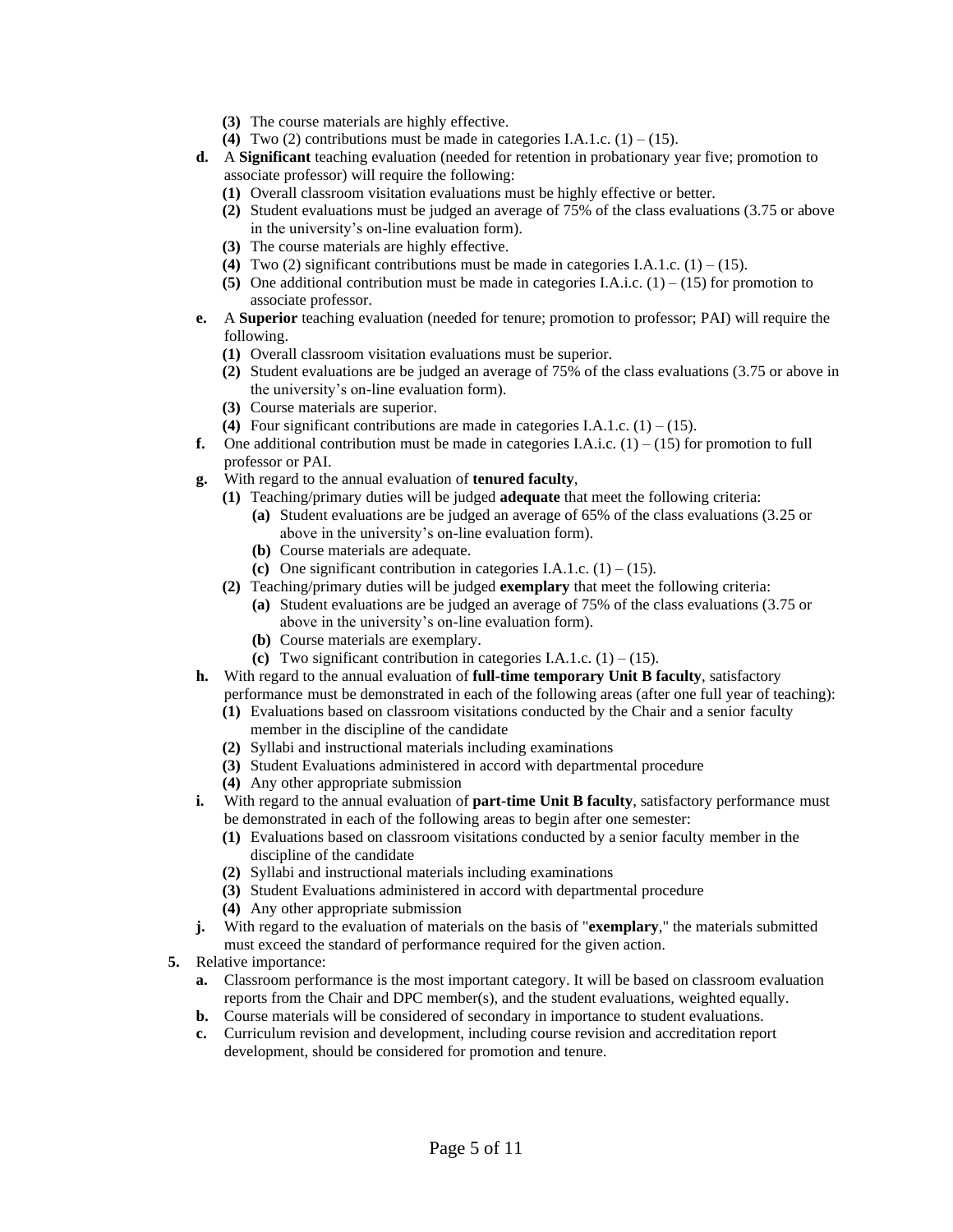- **(3)** The course materials are highly effective.
- **(4)** Two (2) contributions must be made in categories I.A.1.c. (1) – (15).

**d.** A **Significant** teaching evaluation (needed for retention in probationary year five; promotion to associate professor) will require the following:

- **(1)** Overall classroom visitation evaluations must be highly effective or better.
- **(2)** Student evaluations must be judged an average of 75% of the class evaluations (3.75 or above in the university's on-line evaluation form).
- **(3)** The course materials are highly effective.
- **(4)** Two (2) significant contributions must be made in categories I.A.1.c. (1) – (15).
- **(5)** One additional contribution must be made in categories I.A.i.c. (1) – (15) for promotion to associate professor.

**e.** A **Superior** teaching evaluation (needed for tenure; promotion to professor; PAI) will require the following.

- **(1)** Overall classroom visitation evaluations must be superior.
- **(2)** Student evaluations are be judged an average of 75% of the class evaluations (3.75 or above in the university's on-line evaluation form).
- **(3)** Course materials are superior.
- **(4)** Four significant contributions are made in categories I.A.1.c. (1) – (15).

**f.** One additional contribution must be made in categories I.A.i.c. (1) – (15) for promotion to full professor or PAI.

**g.** With regard to the annual evaluation of **tenured faculty**,

- **(1)** Teaching/primary duties will be judged **adequate** that meet the following criteria:
  - **(a)** Student evaluations are be judged an average of 65% of the class evaluations (3.25 or above in the university's on-line evaluation form).
  - **(b)** Course materials are adequate.
  - **(c)** One significant contribution in categories I.A.1.c. (1) – (15).
- **(2)** Teaching/primary duties will be judged **exemplary** that meet the following criteria:
  - **(a)** Student evaluations are be judged an average of 75% of the class evaluations (3.75 or above in the university's on-line evaluation form).
  - **(b)** Course materials are exemplary.
  - **(c)** Two significant contribution in categories I.A.1.c. (1) – (15).

**h.** With regard to the annual evaluation of **full-time temporary Unit B faculty**, satisfactory performance must be demonstrated in each of the following areas (after one full year of teaching):

- **(1)** Evaluations based on classroom visitations conducted by the Chair and a senior faculty member in the discipline of the candidate
- **(2)** Syllabi and instructional materials including examinations
- **(3)** Student Evaluations administered in accord with departmental procedure
- **(4)** Any other appropriate submission

**i.** With regard to the annual evaluation of **part-time Unit B faculty**, satisfactory performance must be demonstrated in each of the following areas to begin after one semester:

- **(1)** Evaluations based on classroom visitations conducted by a senior faculty member in the discipline of the candidate
- **(2)** Syllabi and instructional materials including examinations
- **(3)** Student Evaluations administered in accord with departmental procedure
- **(4)** Any other appropriate submission

**j.** With regard to the evaluation of materials on the basis of "**exemplary**," the materials submitted must exceed the standard of performance required for the given action.

**5.** Relative importance:

- **a.** Classroom performance is the most important category. It will be based on classroom evaluation reports from the Chair and DPC member(s), and the student evaluations, weighted equally.
- **b.** Course materials will be considered of secondary in importance to student evaluations.
- **c.** Curriculum revision and development, including course revision and accreditation report development, should be considered for promotion and tenure.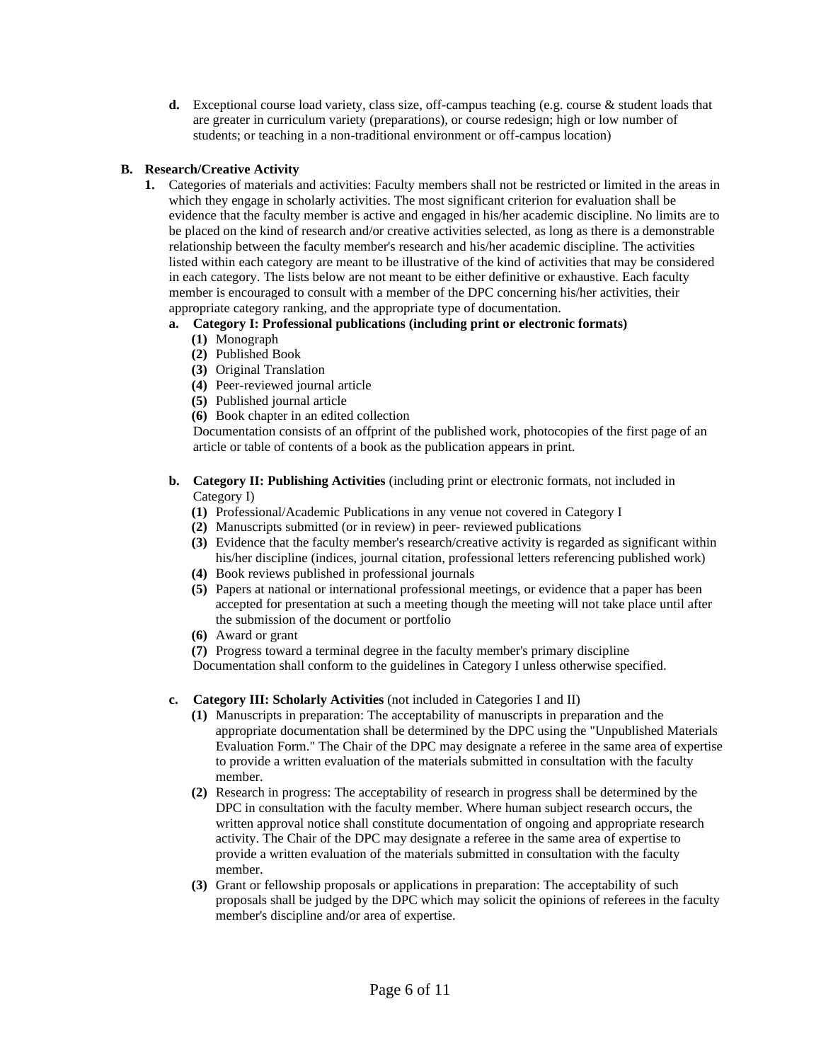**d.** Exceptional course load variety, class size, off-campus teaching (e.g. course & student loads that are greater in curriculum variety (preparations), or course redesign; high or low number of students; or teaching in a non-traditional environment or off-campus location)

**B. Research/Creative Activity**

**1.** Categories of materials and activities: Faculty members shall not be restricted or limited in the areas in which they engage in scholarly activities. The most significant criterion for evaluation shall be evidence that the faculty member is active and engaged in his/her academic discipline. No limits are to be placed on the kind of research and/or creative activities selected, as long as there is a demonstrable relationship between the faculty member's research and his/her academic discipline. The activities listed within each category are meant to be illustrative of the kind of activities that may be considered in each category. The lists below are not meant to be either definitive or exhaustive. Each faculty member is encouraged to consult with a member of the DPC concerning his/her activities, their appropriate category ranking, and the appropriate type of documentation.

**a. Category I: Professional publications (including print or electronic formats)**

**(1)** Monograph
**(2)** Published Book
**(3)** Original Translation
**(4)** Peer-reviewed journal article
**(5)** Published journal article
**(6)** Book chapter in an edited collection

Documentation consists of an offprint of the published work, photocopies of the first page of an article or table of contents of a book as the publication appears in print.

**b. Category II: Publishing Activities** (including print or electronic formats, not included in Category I)

**(1)** Professional/Academic Publications in any venue not covered in Category I
**(2)** Manuscripts submitted (or in review) in peer- reviewed publications
**(3)** Evidence that the faculty member's research/creative activity is regarded as significant within his/her discipline (indices, journal citation, professional letters referencing published work)
**(4)** Book reviews published in professional journals
**(5)** Papers at national or international professional meetings, or evidence that a paper has been accepted for presentation at such a meeting though the meeting will not take place until after the submission of the document or portfolio
**(6)** Award or grant
**(7)** Progress toward a terminal degree in the faculty member's primary discipline

Documentation shall conform to the guidelines in Category I unless otherwise specified.

**c. Category III: Scholarly Activities** (not included in Categories I and II)

**(1)** Manuscripts in preparation: The acceptability of manuscripts in preparation and the appropriate documentation shall be determined by the DPC using the "Unpublished Materials Evaluation Form." The Chair of the DPC may designate a referee in the same area of expertise to provide a written evaluation of the materials submitted in consultation with the faculty member.

**(2)** Research in progress: The acceptability of research in progress shall be determined by the DPC in consultation with the faculty member. Where human subject research occurs, the written approval notice shall constitute documentation of ongoing and appropriate research activity. The Chair of the DPC may designate a referee in the same area of expertise to provide a written evaluation of the materials submitted in consultation with the faculty member.

**(3)** Grant or fellowship proposals or applications in preparation: The acceptability of such proposals shall be judged by the DPC which may solicit the opinions of referees in the faculty member's discipline and/or area of expertise.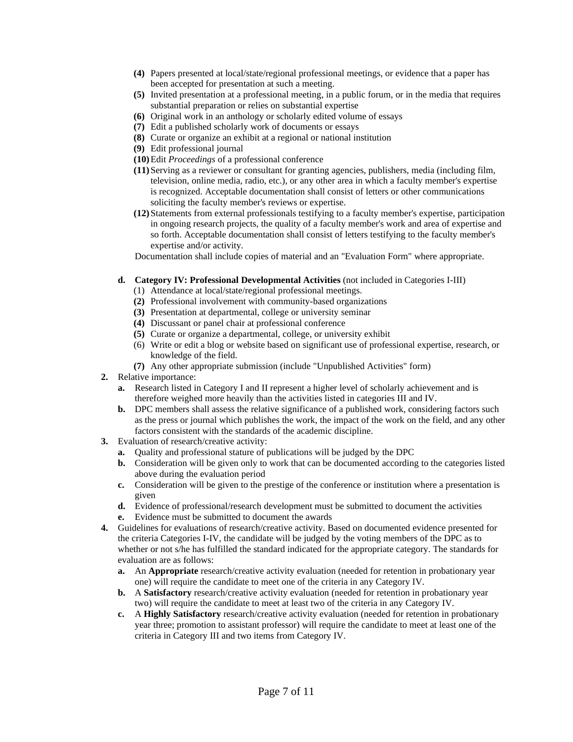(4) Papers presented at local/state/regional professional meetings, or evidence that a paper has been accepted for presentation at such a meeting.
(5) Invited presentation at a professional meeting, in a public forum, or in the media that requires substantial preparation or relies on substantial expertise
(6) Original work in an anthology or scholarly edited volume of essays
(7) Edit a published scholarly work of documents or essays
(8) Curate or organize an exhibit at a regional or national institution
(9) Edit professional journal
(10) Edit *Proceedings* of a professional conference
(11) Serving as a reviewer or consultant for granting agencies, publishers, media (including film, television, online media, radio, etc.), or any other area in which a faculty member's expertise is recognized. Acceptable documentation shall consist of letters or other communications soliciting the faculty member's reviews or expertise.
(12) Statements from external professionals testifying to a faculty member's expertise, participation in ongoing research projects, the quality of a faculty member's work and area of expertise and so forth. Acceptable documentation shall consist of letters testifying to the faculty member's expertise and/or activity.

Documentation shall include copies of material and an "Evaluation Form" where appropriate.

**d. Category IV: Professional Developmental Activities** (not included in Categories I-III)

(1) Attendance at local/state/regional professional meetings.
(2) Professional involvement with community-based organizations
(3) Presentation at departmental, college or university seminar
(4) Discussant or panel chair at professional conference
(5) Curate or organize a departmental, college, or university exhibit
(6) Write or edit a blog or website based on significant use of professional expertise, research, or knowledge of the field.
(7) Any other appropriate submission (include "Unpublished Activities" form)

**2.** Relative importance:

- **a.** Research listed in Category I and II represent a higher level of scholarly achievement and is therefore weighed more heavily than the activities listed in categories III and IV.
- **b.** DPC members shall assess the relative significance of a published work, considering factors such as the press or journal which publishes the work, the impact of the work on the field, and any other factors consistent with the standards of the academic discipline.

**3.** Evaluation of research/creative activity:

- **a.** Quality and professional stature of publications will be judged by the DPC
- **b.** Consideration will be given only to work that can be documented according to the categories listed above during the evaluation period
- **c.** Consideration will be given to the prestige of the conference or institution where a presentation is given
- **d.** Evidence of professional/research development must be submitted to document the activities
- **e.** Evidence must be submitted to document the awards

**4.** Guidelines for evaluations of research/creative activity. Based on documented evidence presented for the criteria Categories I-IV, the candidate will be judged by the voting members of the DPC as to whether or not s/he has fulfilled the standard indicated for the appropriate category. The standards for evaluation are as follows:

- **a.** An **Appropriate** research/creative activity evaluation (needed for retention in probationary year one) will require the candidate to meet one of the criteria in any Category IV.
- **b.** A **Satisfactory** research/creative activity evaluation (needed for retention in probationary year two) will require the candidate to meet at least two of the criteria in any Category IV.
- **c.** A **Highly Satisfactory** research/creative activity evaluation (needed for retention in probationary year three; promotion to assistant professor) will require the candidate to meet at least one of the criteria in Category III and two items from Category IV.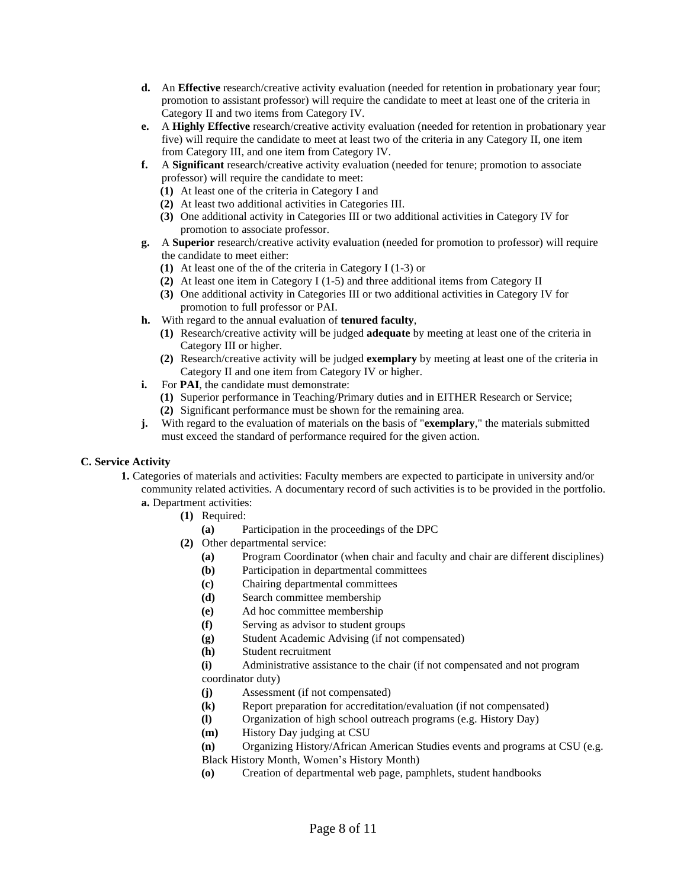- **d.** An **Effective** research/creative activity evaluation (needed for retention in probationary year four; promotion to assistant professor) will require the candidate to meet at least one of the criteria in Category II and two items from Category IV.
- **e.** A **Highly Effective** research/creative activity evaluation (needed for retention in probationary year five) will require the candidate to meet at least two of the criteria in any Category II, one item from Category III, and one item from Category IV.
- **f.** A **Significant** research/creative activity evaluation (needed for tenure; promotion to associate professor) will require the candidate to meet:
  - **(1)** At least one of the criteria in Category I and
  - **(2)** At least two additional activities in Categories III.
  - **(3)** One additional activity in Categories III or two additional activities in Category IV for promotion to associate professor.
- **g.** A **Superior** research/creative activity evaluation (needed for promotion to professor) will require the candidate to meet either:
  - **(1)** At least one of the of the criteria in Category I (1-3) or
  - **(2)** At least one item in Category I (1-5) and three additional items from Category II
  - **(3)** One additional activity in Categories III or two additional activities in Category IV for promotion to full professor or PAI.
- **h.** With regard to the annual evaluation of **tenured faculty**,
  - **(1)** Research/creative activity will be judged **adequate** by meeting at least one of the criteria in Category III or higher.
  - **(2)** Research/creative activity will be judged **exemplary** by meeting at least one of the criteria in Category II and one item from Category IV or higher.
- **i.** For **PAI**, the candidate must demonstrate:
  - **(1)** Superior performance in Teaching/Primary duties and in EITHER Research or Service;
  - **(2)** Significant performance must be shown for the remaining area.
- **j.** With regard to the evaluation of materials on the basis of "**exemplary**," the materials submitted must exceed the standard of performance required for the given action.

### C. Service Activity

**1.** Categories of materials and activities: Faculty members are expected to participate in university and/or community related activities. A documentary record of such activities is to be provided in the portfolio.

**a.** Department activities:

- **(1)** Required:
  - **(a)** Participation in the proceedings of the DPC
- **(2)** Other departmental service:
  - **(a)** Program Coordinator (when chair and faculty and chair are different disciplines)
  - **(b)** Participation in departmental committees
  - **(c)** Chairing departmental committees
  - **(d)** Search committee membership
  - **(e)** Ad hoc committee membership
  - **(f)** Serving as advisor to student groups
  - **(g)** Student Academic Advising (if not compensated)
  - **(h)** Student recruitment
  - **(i)** Administrative assistance to the chair (if not compensated and not program coordinator duty)
  - **(j)** Assessment (if not compensated)
  - **(k)** Report preparation for accreditation/evaluation (if not compensated)
  - **(l)** Organization of high school outreach programs (e.g. History Day)
  - **(m)** History Day judging at CSU
  - **(n)** Organizing History/African American Studies events and programs at CSU (e.g. Black History Month, Women's History Month)
  - **(o)** Creation of departmental web page, pamphlets, student handbooks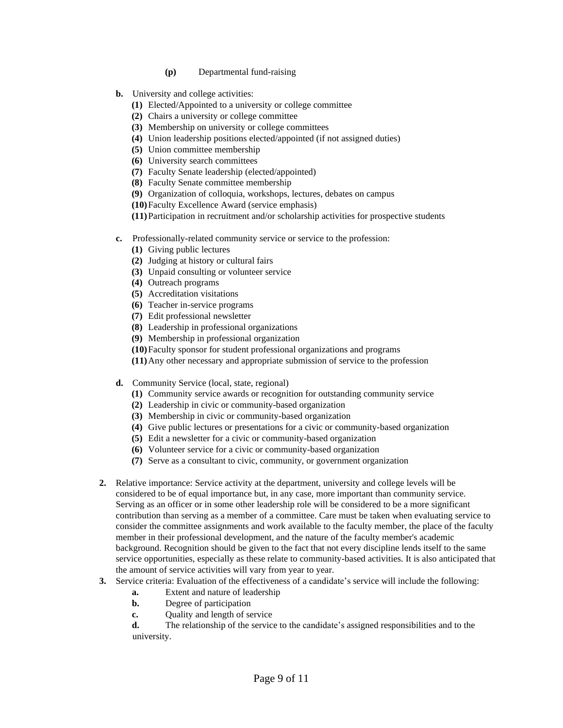- **(p)** Departmental fund-raising

- **b.** University and college activities:
    - **(1)** Elected/Appointed to a university or college committee
    - **(2)** Chairs a university or college committee
    - **(3)** Membership on university or college committees
    - **(4)** Union leadership positions elected/appointed (if not assigned duties)
    - **(5)** Union committee membership
    - **(6)** University search committees
    - **(7)** Faculty Senate leadership (elected/appointed)
    - **(8)** Faculty Senate committee membership
    - **(9)** Organization of colloquia, workshops, lectures, debates on campus
    - **(10)** Faculty Excellence Award (service emphasis)
    - **(11)** Participation in recruitment and/or scholarship activities for prospective students

- **c.** Professionally-related community service or service to the profession:
    - **(1)** Giving public lectures
    - **(2)** Judging at history or cultural fairs
    - **(3)** Unpaid consulting or volunteer service
    - **(4)** Outreach programs
    - **(5)** Accreditation visitations
    - **(6)** Teacher in-service programs
    - **(7)** Edit professional newsletter
    - **(8)** Leadership in professional organizations
    - **(9)** Membership in professional organization
    - **(10)** Faculty sponsor for student professional organizations and programs
    - **(11)** Any other necessary and appropriate submission of service to the profession

- **d.** Community Service (local, state, regional)
    - **(1)** Community service awards or recognition for outstanding community service
    - **(2)** Leadership in civic or community-based organization
    - **(3)** Membership in civic or community-based organization
    - **(4)** Give public lectures or presentations for a civic or community-based organization
    - **(5)** Edit a newsletter for a civic or community-based organization
    - **(6)** Volunteer service for a civic or community-based organization
    - **(7)** Serve as a consultant to civic, community, or government organization

**2.** Relative importance: Service activity at the department, university and college levels will be considered to be of equal importance but, in any case, more important than community service. Serving as an officer or in some other leadership role will be considered to be a more significant contribution than serving as a member of a committee. Care must be taken when evaluating service to consider the committee assignments and work available to the faculty member, the place of the faculty member in their professional development, and the nature of the faculty member's academic background. Recognition should be given to the fact that not every discipline lends itself to the same service opportunities, especially as these relate to community-based activities. It is also anticipated that the amount of service activities will vary from year to year.

**3.** Service criteria: Evaluation of the effectiveness of a candidate's service will include the following:

- **a.** Extent and nature of leadership
- **b.** Degree of participation
- **c.** Quality and length of service
- **d.** The relationship of the service to the candidate's assigned responsibilities and to the university.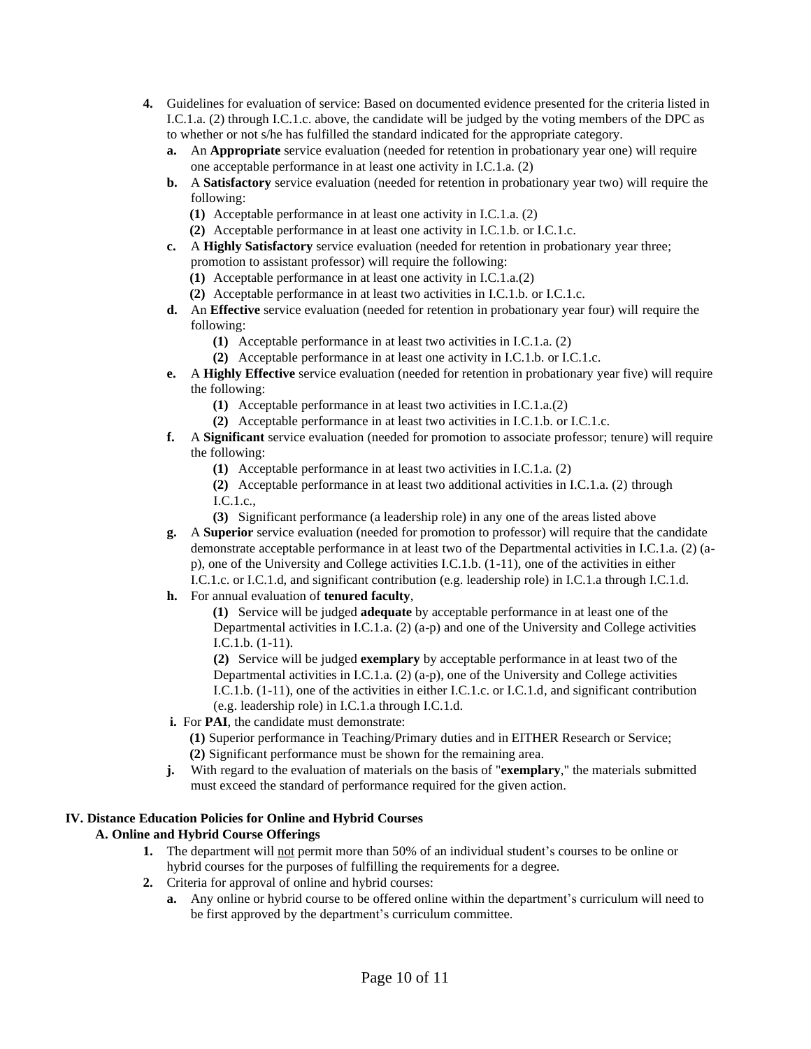4. Guidelines for evaluation of service: Based on documented evidence presented for the criteria listed in I.C.1.a. (2) through I.C.1.c. above, the candidate will be judged by the voting members of the DPC as to whether or not s/he has fulfilled the standard indicated for the appropriate category.
   a. An **Appropriate** service evaluation (needed for retention in probationary year one) will require one acceptable performance in at least one activity in I.C.1.a. (2)
   b. A **Satisfactory** service evaluation (needed for retention in probationary year two) will require the following:
      (1) Acceptable performance in at least one activity in I.C.1.a. (2)
      (2) Acceptable performance in at least one activity in I.C.1.b. or I.C.1.c.
   c. A **Highly Satisfactory** service evaluation (needed for retention in probationary year three; promotion to assistant professor) will require the following:
      (1) Acceptable performance in at least one activity in I.C.1.a.(2)
      (2) Acceptable performance in at least two activities in I.C.1.b. or I.C.1.c.
   d. An **Effective** service evaluation (needed for retention in probationary year four) will require the following:
      (1) Acceptable performance in at least two activities in I.C.1.a. (2)
      (2) Acceptable performance in at least one activity in I.C.1.b. or I.C.1.c.
   e. A **Highly Effective** service evaluation (needed for retention in probationary year five) will require the following:
      (1) Acceptable performance in at least two activities in I.C.1.a.(2)
      (2) Acceptable performance in at least two activities in I.C.1.b. or I.C.1.c.
   f. A **Significant** service evaluation (needed for promotion to associate professor; tenure) will require the following:
      (1) Acceptable performance in at least two activities in I.C.1.a. (2)
      (2) Acceptable performance in at least two additional activities in I.C.1.a. (2) through I.C.1.c.,
      (3) Significant performance (a leadership role) in any one of the areas listed above
   g. A **Superior** service evaluation (needed for promotion to professor) will require that the candidate demonstrate acceptable performance in at least two of the Departmental activities in I.C.1.a. (2) (a-p), one of the University and College activities I.C.1.b. (1-11), one of the activities in either I.C.1.c. or I.C.1.d, and significant contribution (e.g. leadership role) in I.C.1.a through I.C.1.d.
   h. For annual evaluation of **tenured faculty**,
      (1) Service will be judged **adequate** by acceptable performance in at least one of the Departmental activities in I.C.1.a. (2) (a-p) and one of the University and College activities I.C.1.b. (1-11).
      (2) Service will be judged **exemplary** by acceptable performance in at least two of the Departmental activities in I.C.1.a. (2) (a-p), one of the University and College activities I.C.1.b. (1-11), one of the activities in either I.C.1.c. or I.C.1.d, and significant contribution (e.g. leadership role) in I.C.1.a through I.C.1.d.
   i. For **PAI**, the candidate must demonstrate:
      (1) Superior performance in Teaching/Primary duties and in EITHER Research or Service;
      (2) Significant performance must be shown for the remaining area.
   j. With regard to the evaluation of materials on the basis of "**exemplary**," the materials submitted must exceed the standard of performance required for the given action.

## IV. Distance Education Policies for Online and Hybrid Courses

### A. Online and Hybrid Course Offerings

1. The department will <u>not</u> permit more than 50% of an individual student's courses to be online or hybrid courses for the purposes of fulfilling the requirements for a degree.
2. Criteria for approval of online and hybrid courses:
   a. Any online or hybrid course to be offered online within the department's curriculum will need to be first approved by the department's curriculum committee.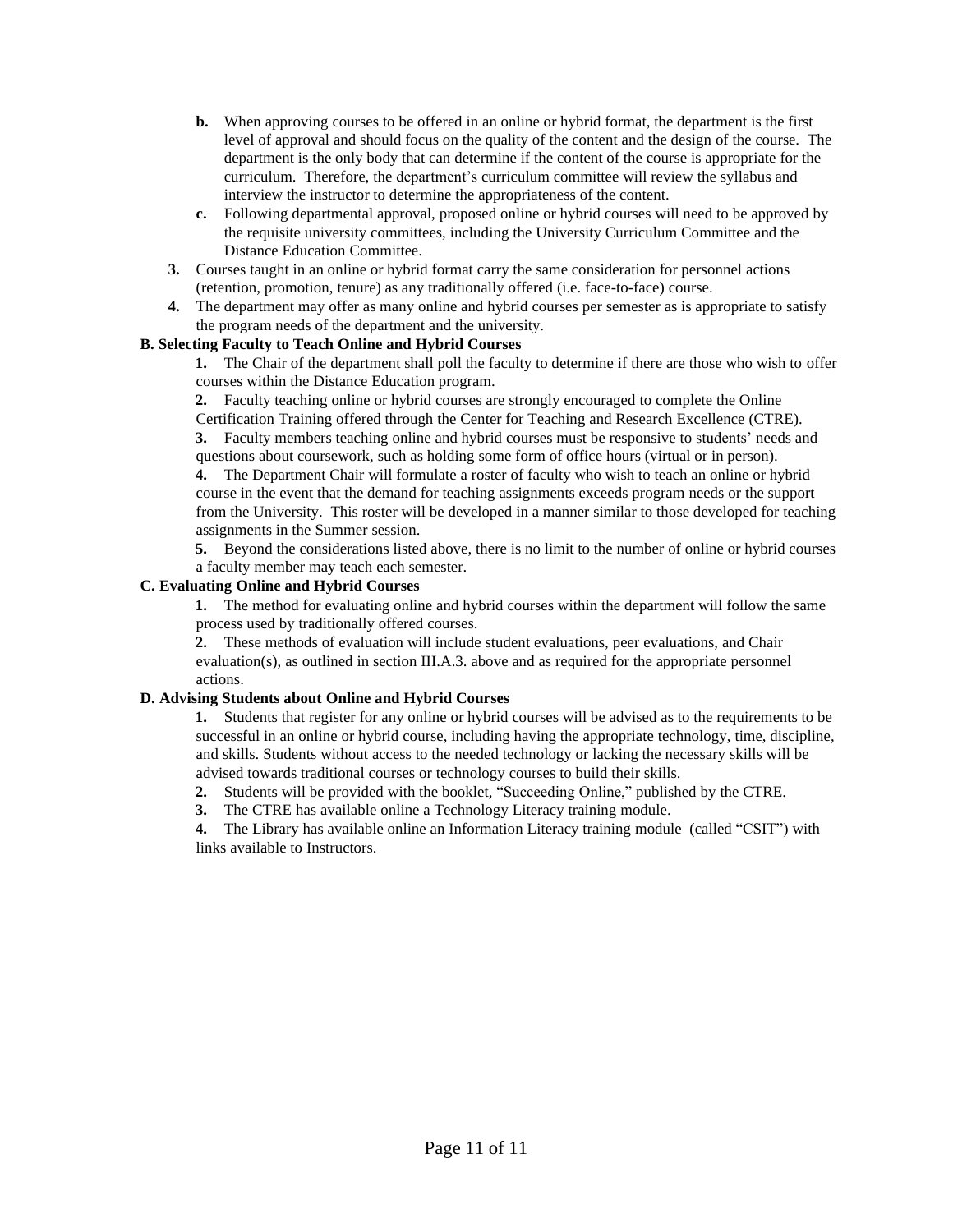b. When approving courses to be offered in an online or hybrid format, the department is the first level of approval and should focus on the quality of the content and the design of the course. The department is the only body that can determine if the content of the course is appropriate for the curriculum. Therefore, the department's curriculum committee will review the syllabus and interview the instructor to determine the appropriateness of the content.

c. Following departmental approval, proposed online or hybrid courses will need to be approved by the requisite university committees, including the University Curriculum Committee and the Distance Education Committee.

3. Courses taught in an online or hybrid format carry the same consideration for personnel actions (retention, promotion, tenure) as any traditionally offered (i.e. face-to-face) course.

4. The department may offer as many online and hybrid courses per semester as is appropriate to satisfy the program needs of the department and the university.

**B. Selecting Faculty to Teach Online and Hybrid Courses**

1. The Chair of the department shall poll the faculty to determine if there are those who wish to offer courses within the Distance Education program.
2. Faculty teaching online or hybrid courses are strongly encouraged to complete the Online Certification Training offered through the Center for Teaching and Research Excellence (CTRE).
3. Faculty members teaching online and hybrid courses must be responsive to students' needs and questions about coursework, such as holding some form of office hours (virtual or in person).
4. The Department Chair will formulate a roster of faculty who wish to teach an online or hybrid course in the event that the demand for teaching assignments exceeds program needs or the support from the University. This roster will be developed in a manner similar to those developed for teaching assignments in the Summer session.
5. Beyond the considerations listed above, there is no limit to the number of online or hybrid courses a faculty member may teach each semester.

**C. Evaluating Online and Hybrid Courses**

1. The method for evaluating online and hybrid courses within the department will follow the same process used by traditionally offered courses.
2. These methods of evaluation will include student evaluations, peer evaluations, and Chair evaluation(s), as outlined in section III.A.3. above and as required for the appropriate personnel actions.

**D. Advising Students about Online and Hybrid Courses**

1. Students that register for any online or hybrid courses will be advised as to the requirements to be successful in an online or hybrid course, including having the appropriate technology, time, discipline, and skills. Students without access to the needed technology or lacking the necessary skills will be advised towards traditional courses or technology courses to build their skills.
2. Students will be provided with the booklet, "Succeeding Online," published by the CTRE.
3. The CTRE has available online a Technology Literacy training module.
4. The Library has available online an Information Literacy training module (called "CSIT") with links available to Instructors.